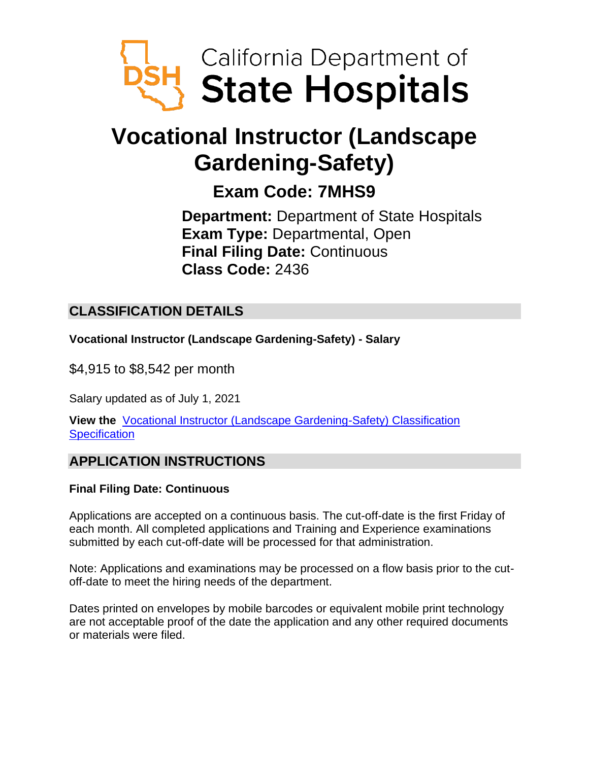California Department of **State Hospitals**

# Vocational Instructor (Landscape Gardening-Safety)

## Exam Code: 7MHS9

**Department:** Department of State Hospitals
**Exam Type:** Departmental, Open
**Final Filing Date:** Continuous
**Class Code:** 2436

## CLASSIFICATION DETAILS

**Vocational Instructor (Landscape Gardening-Safety) - Salary**

$4,915 to $8,542 per month

Salary updated as of July 1, 2021

**View the** [Vocational Instructor (Landscape Gardening-Safety) Classification Specification]()

## APPLICATION INSTRUCTIONS

**Final Filing Date: Continuous**

Applications are accepted on a continuous basis. The cut-off-date is the first Friday of each month. All completed applications and Training and Experience examinations submitted by each cut-off-date will be processed for that administration.

Note: Applications and examinations may be processed on a flow basis prior to the cut-off-date to meet the hiring needs of the department.

Dates printed on envelopes by mobile barcodes or equivalent mobile print technology are not acceptable proof of the date the application and any other required documents or materials were filed.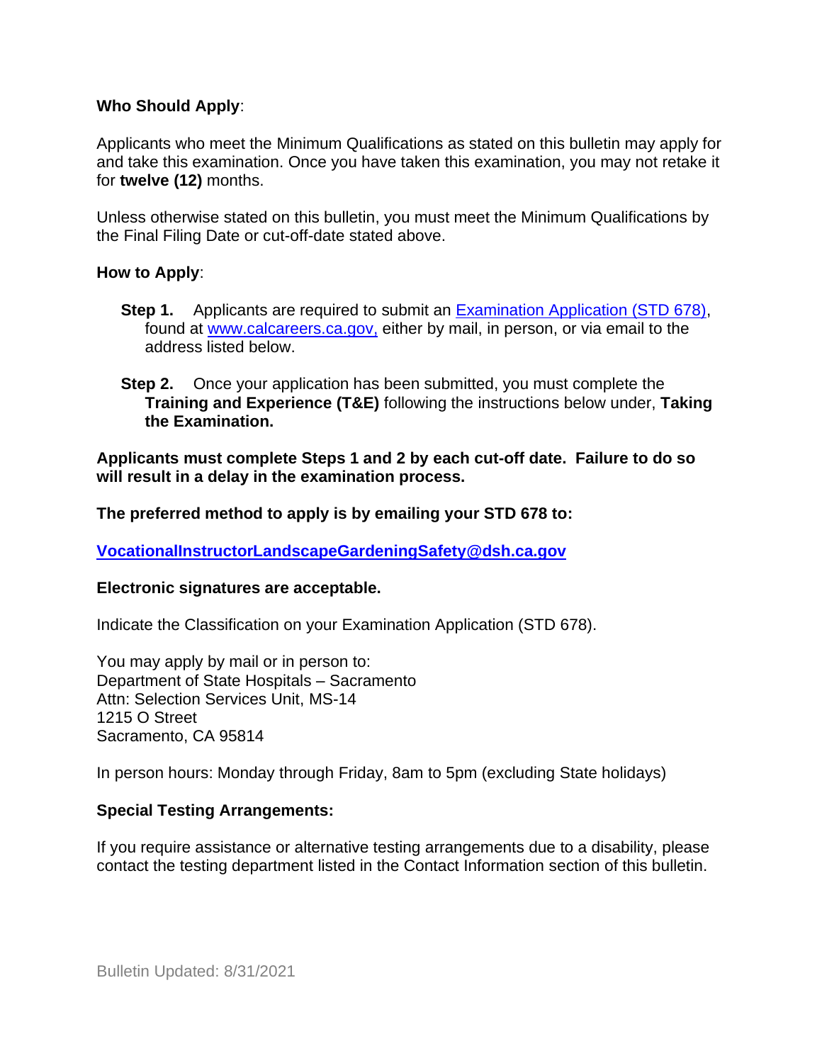**Who Should Apply**:

Applicants who meet the Minimum Qualifications as stated on this bulletin may apply for and take this examination. Once you have taken this examination, you may not retake it for **twelve (12)** months.

Unless otherwise stated on this bulletin, you must meet the Minimum Qualifications by the Final Filing Date or cut-off-date stated above.

**How to Apply**:

**Step 1.** Applicants are required to submit an [Examination Application (STD 678)](), found at [www.calcareers.ca.gov,]() either by mail, in person, or via email to the address listed below.

**Step 2.** Once your application has been submitted, you must complete the **Training and Experience (T&E)** following the instructions below under, **Taking the Examination.**

**Applicants must complete Steps 1 and 2 by each cut-off date. Failure to do so will result in a delay in the examination process.**

**The preferred method to apply is by emailing your STD 678 to:**

**VocationalInstructorLandscapeGardeningSafety@dsh.ca.gov**

**Electronic signatures are acceptable.**

Indicate the Classification on your Examination Application (STD 678).

You may apply by mail or in person to:
Department of State Hospitals – Sacramento
Attn: Selection Services Unit, MS-14
1215 O Street
Sacramento, CA 95814

In person hours: Monday through Friday, 8am to 5pm (excluding State holidays)

**Special Testing Arrangements:**

If you require assistance or alternative testing arrangements due to a disability, please contact the testing department listed in the Contact Information section of this bulletin.

Bulletin Updated: 8/31/2021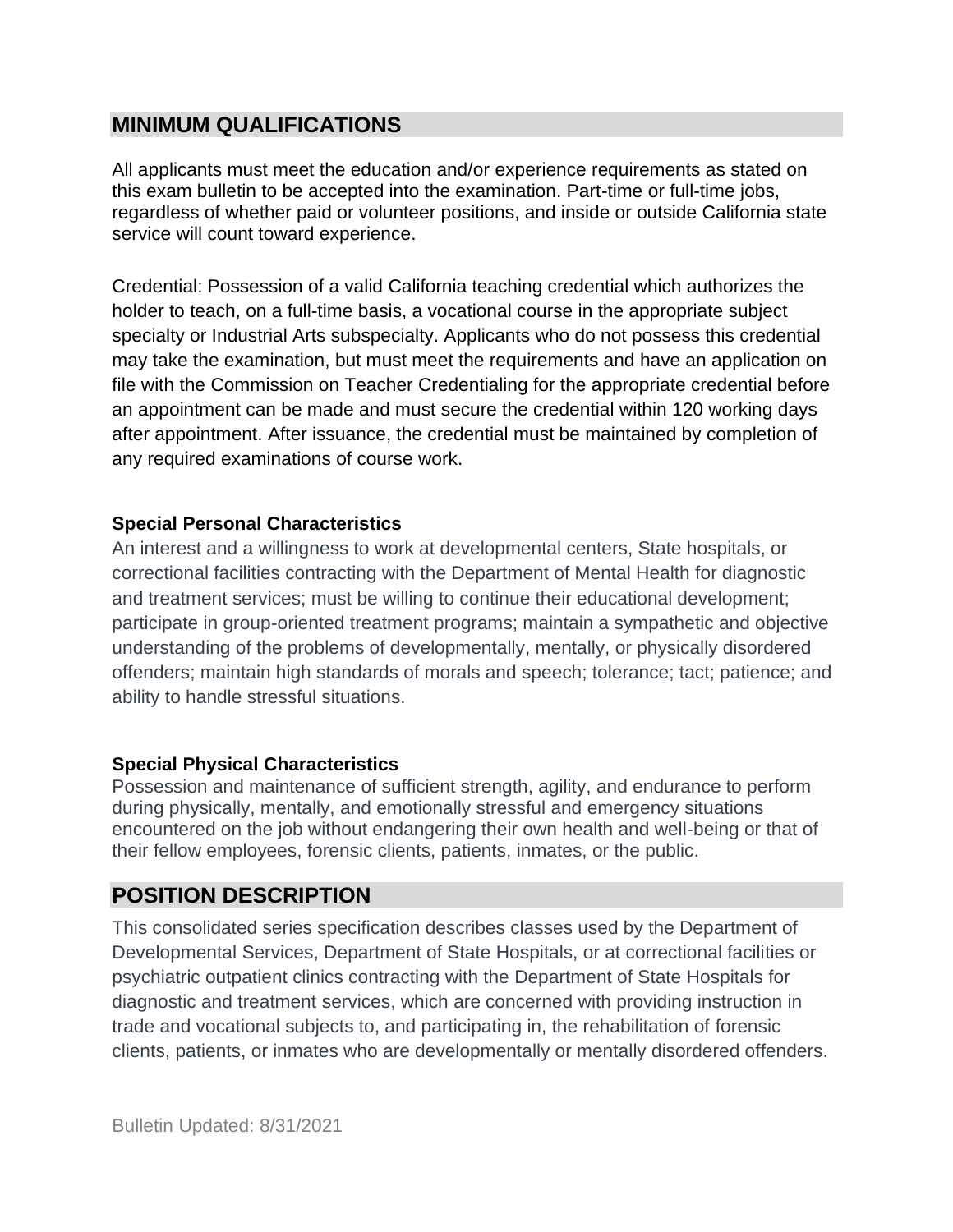## MINIMUM QUALIFICATIONS

All applicants must meet the education and/or experience requirements as stated on this exam bulletin to be accepted into the examination. Part-time or full-time jobs, regardless of whether paid or volunteer positions, and inside or outside California state service will count toward experience.

Credential: Possession of a valid California teaching credential which authorizes the holder to teach, on a full-time basis, a vocational course in the appropriate subject specialty or Industrial Arts subspecialty. Applicants who do not possess this credential may take the examination, but must meet the requirements and have an application on file with the Commission on Teacher Credentialing for the appropriate credential before an appointment can be made and must secure the credential within 120 working days after appointment. After issuance, the credential must be maintained by completion of any required examinations of course work.

### Special Personal Characteristics

An interest and a willingness to work at developmental centers, State hospitals, or correctional facilities contracting with the Department of Mental Health for diagnostic and treatment services; must be willing to continue their educational development; participate in group-oriented treatment programs; maintain a sympathetic and objective understanding of the problems of developmentally, mentally, or physically disordered offenders; maintain high standards of morals and speech; tolerance; tact; patience; and ability to handle stressful situations.

### Special Physical Characteristics

Possession and maintenance of sufficient strength, agility, and endurance to perform during physically, mentally, and emotionally stressful and emergency situations encountered on the job without endangering their own health and well-being or that of their fellow employees, forensic clients, patients, inmates, or the public.

## POSITION DESCRIPTION

This consolidated series specification describes classes used by the Department of Developmental Services, Department of State Hospitals, or at correctional facilities or psychiatric outpatient clinics contracting with the Department of State Hospitals for diagnostic and treatment services, which are concerned with providing instruction in trade and vocational subjects to, and participating in, the rehabilitation of forensic clients, patients, or inmates who are developmentally or mentally disordered offenders.

Bulletin Updated: 8/31/2021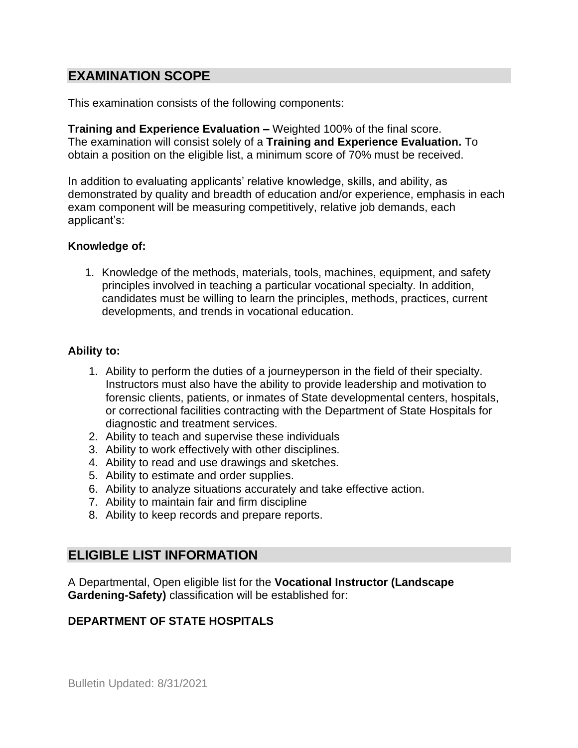## EXAMINATION SCOPE

This examination consists of the following components:

**Training and Experience Evaluation –** Weighted 100% of the final score.
The examination will consist solely of a **Training and Experience Evaluation.** To obtain a position on the eligible list, a minimum score of 70% must be received.

In addition to evaluating applicants' relative knowledge, skills, and ability, as demonstrated by quality and breadth of education and/or experience, emphasis in each exam component will be measuring competitively, relative job demands, each applicant's:

**Knowledge of:**

1. Knowledge of the methods, materials, tools, machines, equipment, and safety principles involved in teaching a particular vocational specialty. In addition, candidates must be willing to learn the principles, methods, practices, current developments, and trends in vocational education.

**Ability to:**

1. Ability to perform the duties of a journeyperson in the field of their specialty. Instructors must also have the ability to provide leadership and motivation to forensic clients, patients, or inmates of State developmental centers, hospitals, or correctional facilities contracting with the Department of State Hospitals for diagnostic and treatment services.
2. Ability to teach and supervise these individuals
3. Ability to work effectively with other disciplines.
4. Ability to read and use drawings and sketches.
5. Ability to estimate and order supplies.
6. Ability to analyze situations accurately and take effective action.
7. Ability to maintain fair and firm discipline
8. Ability to keep records and prepare reports.

## ELIGIBLE LIST INFORMATION

A Departmental, Open eligible list for the **Vocational Instructor (Landscape Gardening-Safety)** classification will be established for:

**DEPARTMENT OF STATE HOSPITALS**

Bulletin Updated: 8/31/2021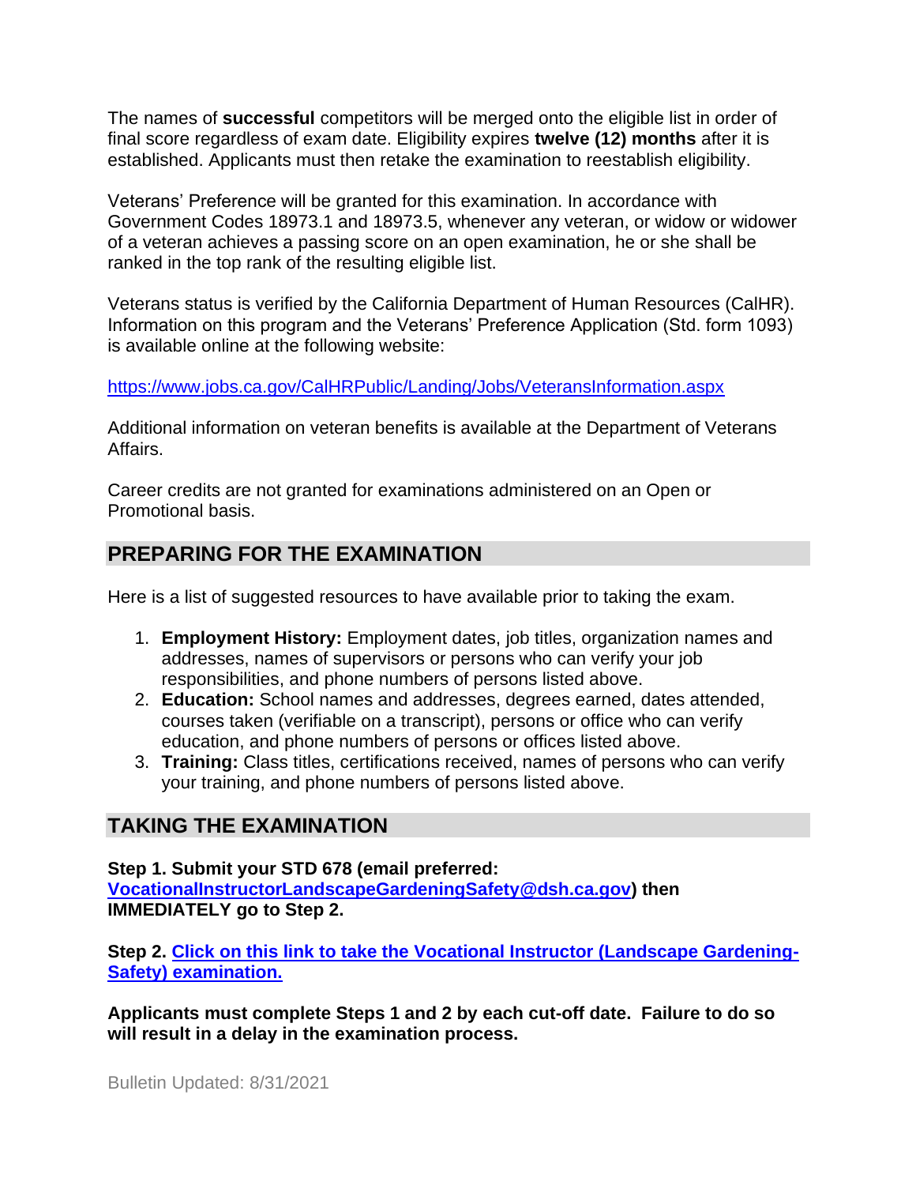The names of **successful** competitors will be merged onto the eligible list in order of final score regardless of exam date. Eligibility expires **twelve (12) months** after it is established. Applicants must then retake the examination to reestablish eligibility.

Veterans' Preference will be granted for this examination. In accordance with Government Codes 18973.1 and 18973.5, whenever any veteran, or widow or widower of a veteran achieves a passing score on an open examination, he or she shall be ranked in the top rank of the resulting eligible list.

Veterans status is verified by the California Department of Human Resources (CalHR). Information on this program and the Veterans' Preference Application (Std. form 1093) is available online at the following website:

https://www.jobs.ca.gov/CalHRPublic/Landing/Jobs/VeteransInformation.aspx

Additional information on veteran benefits is available at the Department of Veterans Affairs.

Career credits are not granted for examinations administered on an Open or Promotional basis.

## PREPARING FOR THE EXAMINATION

Here is a list of suggested resources to have available prior to taking the exam.

1. **Employment History:** Employment dates, job titles, organization names and addresses, names of supervisors or persons who can verify your job responsibilities, and phone numbers of persons listed above.
2. **Education:** School names and addresses, degrees earned, dates attended, courses taken (verifiable on a transcript), persons or office who can verify education, and phone numbers of persons or offices listed above.
3. **Training:** Class titles, certifications received, names of persons who can verify your training, and phone numbers of persons listed above.

## TAKING THE EXAMINATION

**Step 1. Submit your STD 678 (email preferred: VocationalInstructorLandscapeGardeningSafety@dsh.ca.gov) then IMMEDIATELY go to Step 2.**

**Step 2. Click on this link to take the Vocational Instructor (Landscape Gardening-Safety) examination.**

**Applicants must complete Steps 1 and 2 by each cut-off date. Failure to do so will result in a delay in the examination process.**

Bulletin Updated: 8/31/2021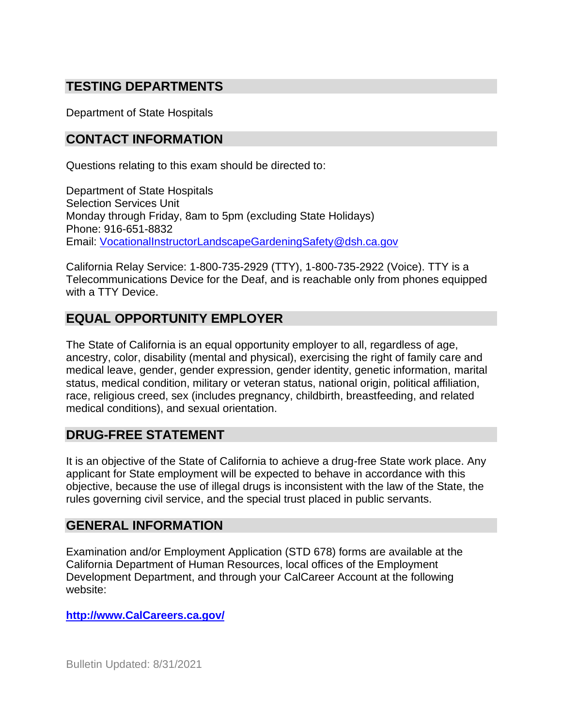## TESTING DEPARTMENTS

Department of State Hospitals

## CONTACT INFORMATION

Questions relating to this exam should be directed to:

Department of State Hospitals
Selection Services Unit
Monday through Friday, 8am to 5pm (excluding State Holidays)
Phone: 916-651-8832
Email: [VocationalInstructorLandscapeGardeningSafety@dsh.ca.gov](mailto:VocationalInstructorLandscapeGardeningSafety@dsh.ca.gov)

California Relay Service: 1-800-735-2929 (TTY), 1-800-735-2922 (Voice). TTY is a Telecommunications Device for the Deaf, and is reachable only from phones equipped with a TTY Device.

## EQUAL OPPORTUNITY EMPLOYER

The State of California is an equal opportunity employer to all, regardless of age, ancestry, color, disability (mental and physical), exercising the right of family care and medical leave, gender, gender expression, gender identity, genetic information, marital status, medical condition, military or veteran status, national origin, political affiliation, race, religious creed, sex (includes pregnancy, childbirth, breastfeeding, and related medical conditions), and sexual orientation.

## DRUG-FREE STATEMENT

It is an objective of the State of California to achieve a drug-free State work place. Any applicant for State employment will be expected to behave in accordance with this objective, because the use of illegal drugs is inconsistent with the law of the State, the rules governing civil service, and the special trust placed in public servants.

## GENERAL INFORMATION

Examination and/or Employment Application (STD 678) forms are available at the California Department of Human Resources, local offices of the Employment Development Department, and through your CalCareer Account at the following website:

**[http://www.CalCareers.ca.gov/](http://www.CalCareers.ca.gov/)**

Bulletin Updated: 8/31/2021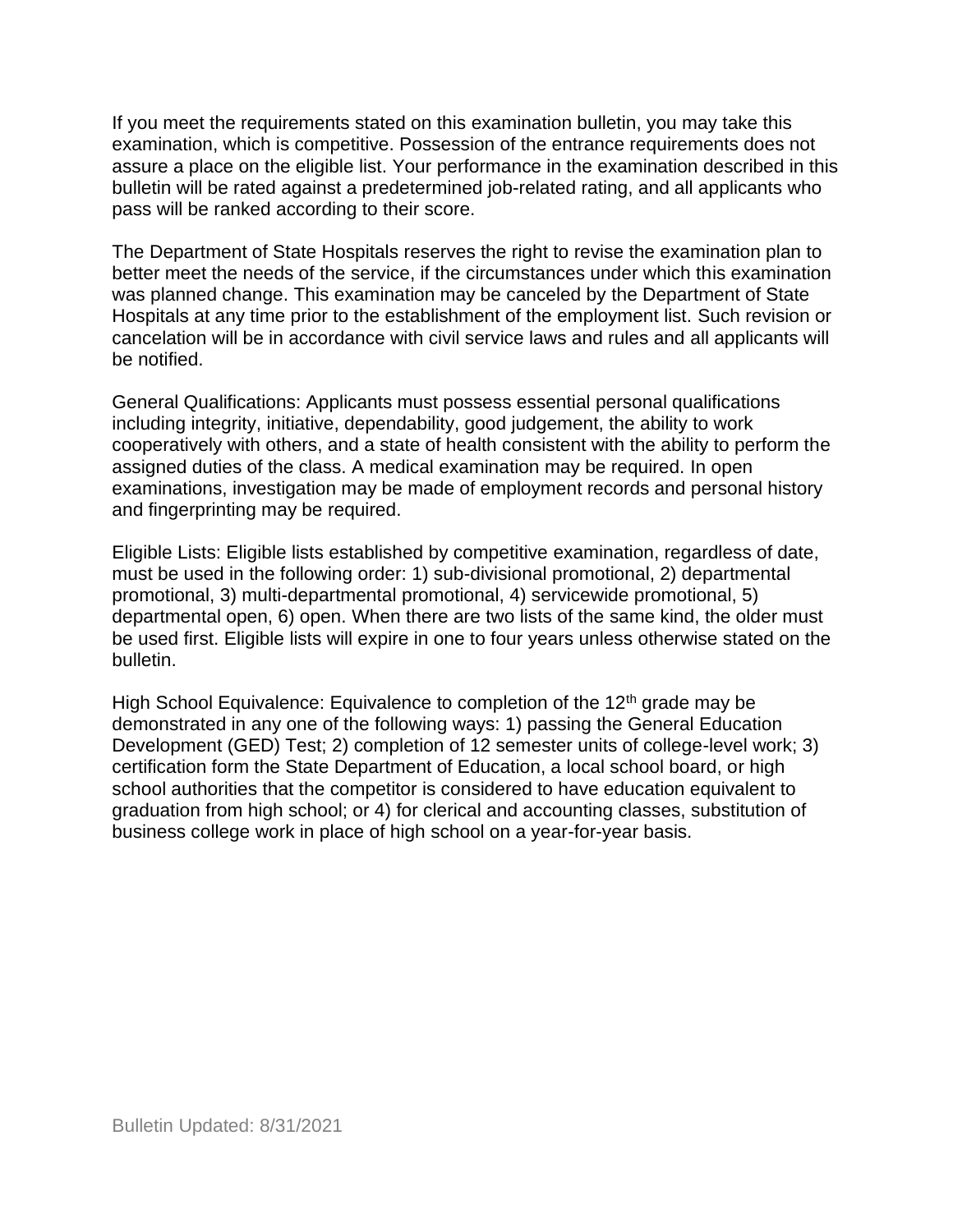If you meet the requirements stated on this examination bulletin, you may take this examination, which is competitive. Possession of the entrance requirements does not assure a place on the eligible list. Your performance in the examination described in this bulletin will be rated against a predetermined job-related rating, and all applicants who pass will be ranked according to their score.

The Department of State Hospitals reserves the right to revise the examination plan to better meet the needs of the service, if the circumstances under which this examination was planned change. This examination may be canceled by the Department of State Hospitals at any time prior to the establishment of the employment list. Such revision or cancelation will be in accordance with civil service laws and rules and all applicants will be notified.

General Qualifications: Applicants must possess essential personal qualifications including integrity, initiative, dependability, good judgement, the ability to work cooperatively with others, and a state of health consistent with the ability to perform the assigned duties of the class. A medical examination may be required. In open examinations, investigation may be made of employment records and personal history and fingerprinting may be required.

Eligible Lists: Eligible lists established by competitive examination, regardless of date, must be used in the following order: 1) sub-divisional promotional, 2) departmental promotional, 3) multi-departmental promotional, 4) servicewide promotional, 5) departmental open, 6) open. When there are two lists of the same kind, the older must be used first. Eligible lists will expire in one to four years unless otherwise stated on the bulletin.

High School Equivalence: Equivalence to completion of the 12th grade may be demonstrated in any one of the following ways: 1) passing the General Education Development (GED) Test; 2) completion of 12 semester units of college-level work; 3) certification form the State Department of Education, a local school board, or high school authorities that the competitor is considered to have education equivalent to graduation from high school; or 4) for clerical and accounting classes, substitution of business college work in place of high school on a year-for-year basis.

Bulletin Updated: 8/31/2021